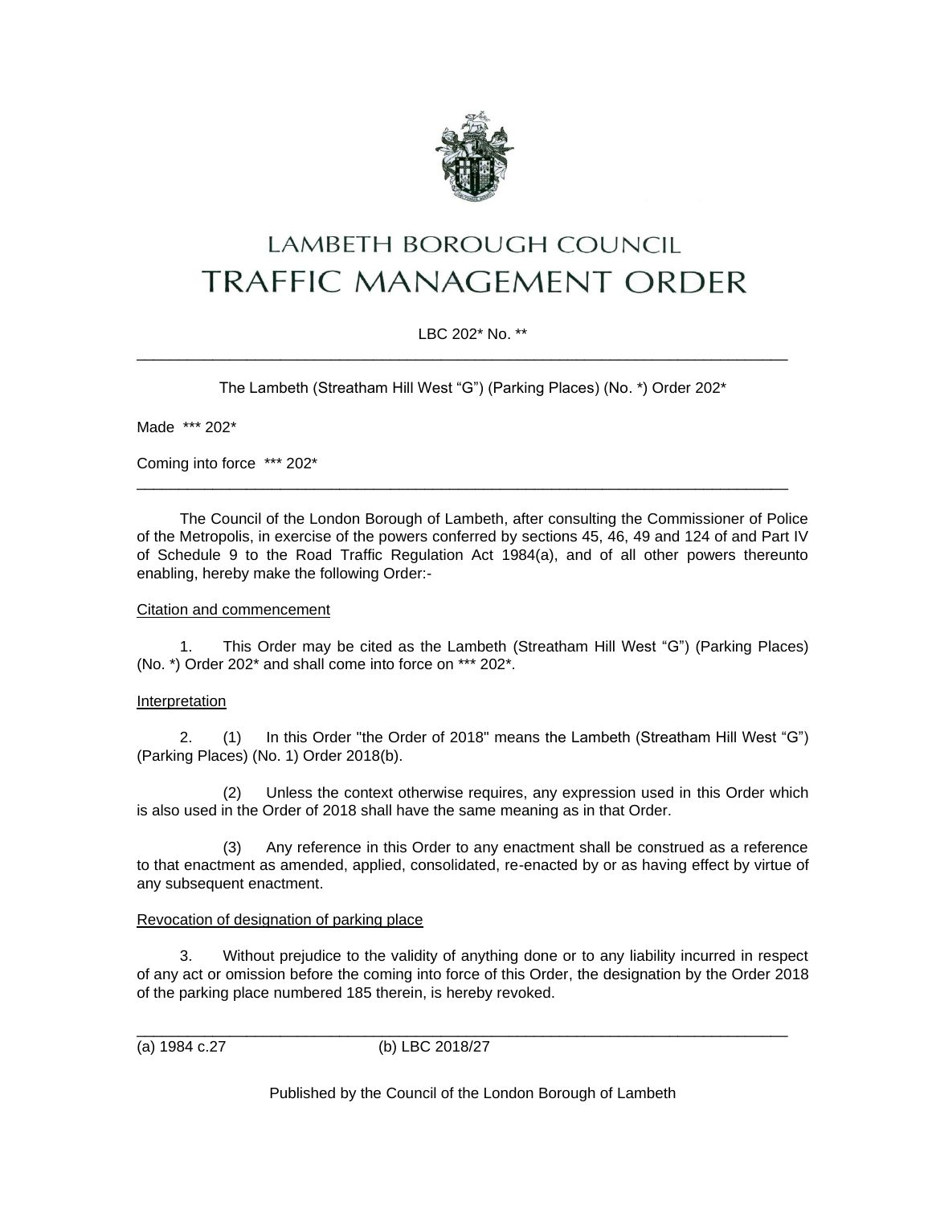# LAMBETH BOROUGH COUNCIL
# TRAFFIC MANAGEMENT ORDER

LBC 202* No. **

---

The Lambeth (Streatham Hill West "G") (Parking Places) (No. *) Order 202*

Made *** 202*

Coming into force *** 202*

---

The Council of the London Borough of Lambeth, after consulting the Commissioner of Police of the Metropolis, in exercise of the powers conferred by sections 45, 46, 49 and 124 of and Part IV of Schedule 9 to the Road Traffic Regulation Act 1984(a), and of all other powers thereunto enabling, hereby make the following Order:-

Citation and commencement

1. This Order may be cited as the Lambeth (Streatham Hill West "G") (Parking Places) (No. *) Order 202* and shall come into force on *** 202*.

Interpretation

2. (1) In this Order "the Order of 2018" means the Lambeth (Streatham Hill West "G") (Parking Places) (No. 1) Order 2018(b).

(2) Unless the context otherwise requires, any expression used in this Order which is also used in the Order of 2018 shall have the same meaning as in that Order.

(3) Any reference in this Order to any enactment shall be construed as a reference to that enactment as amended, applied, consolidated, re-enacted by or as having effect by virtue of any subsequent enactment.

Revocation of designation of parking place

3. Without prejudice to the validity of anything done or to any liability incurred in respect of any act or omission before the coming into force of this Order, the designation by the Order 2018 of the parking place numbered 185 therein, is hereby revoked.

---

(a) 1984 c.27 (b) LBC 2018/27

Published by the Council of the London Borough of Lambeth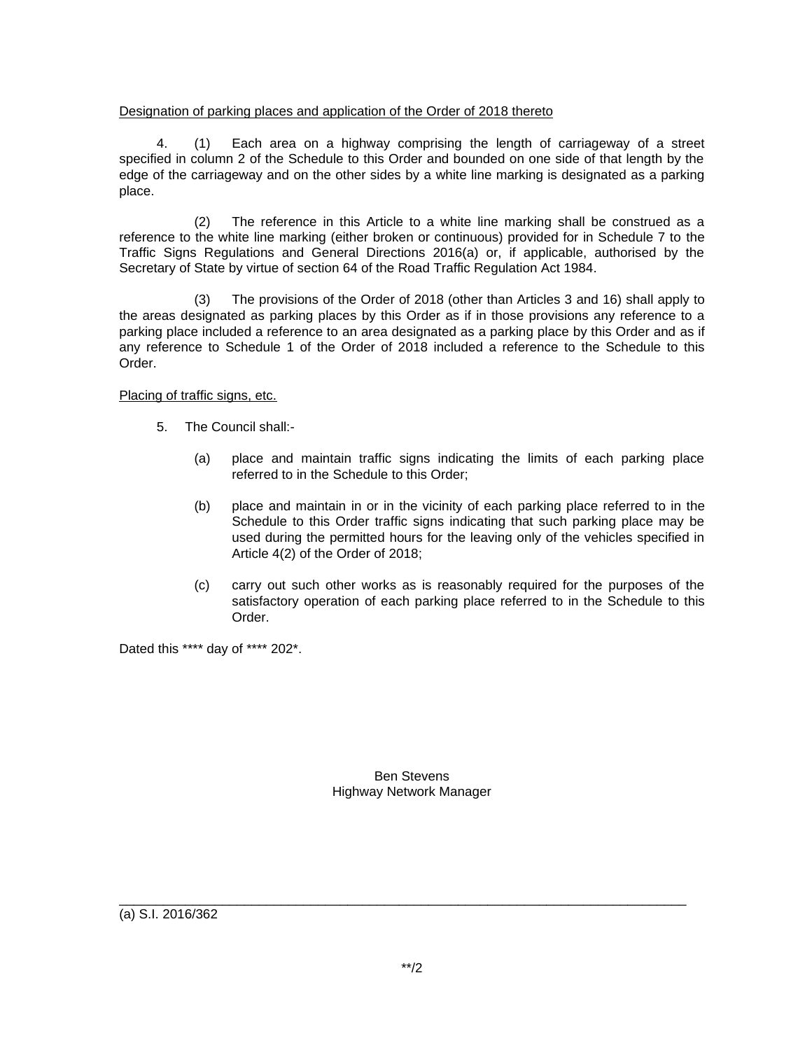Designation of parking places and application of the Order of 2018 thereto

4. (1) Each area on a highway comprising the length of carriageway of a street specified in column 2 of the Schedule to this Order and bounded on one side of that length by the edge of the carriageway and on the other sides by a white line marking is designated as a parking place.

(2) The reference in this Article to a white line marking shall be construed as a reference to the white line marking (either broken or continuous) provided for in Schedule 7 to the Traffic Signs Regulations and General Directions 2016(a) or, if applicable, authorised by the Secretary of State by virtue of section 64 of the Road Traffic Regulation Act 1984.

(3) The provisions of the Order of 2018 (other than Articles 3 and 16) shall apply to the areas designated as parking places by this Order as if in those provisions any reference to a parking place included a reference to an area designated as a parking place by this Order and as if any reference to Schedule 1 of the Order of 2018 included a reference to the Schedule to this Order.

Placing of traffic signs, etc.

5. The Council shall:-

(a) place and maintain traffic signs indicating the limits of each parking place referred to in the Schedule to this Order;

(b) place and maintain in or in the vicinity of each parking place referred to in the Schedule to this Order traffic signs indicating that such parking place may be used during the permitted hours for the leaving only of the vehicles specified in Article 4(2) of the Order of 2018;

(c) carry out such other works as is reasonably required for the purposes of the satisfactory operation of each parking place referred to in the Schedule to this Order.

Dated this **** day of **** 202*.

Ben Stevens
Highway Network Manager

---

(a) S.I. 2016/362

**/2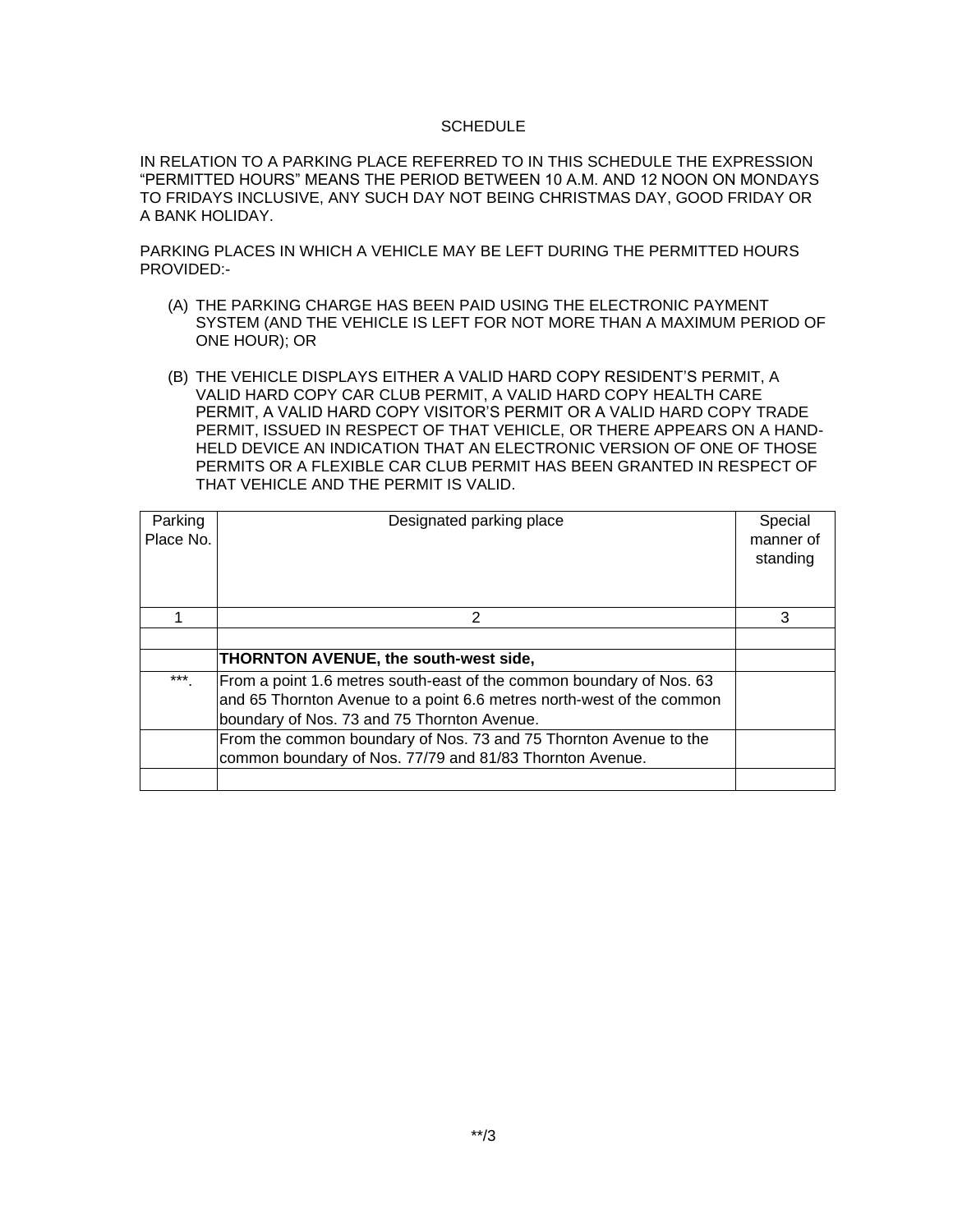SCHEDULE

IN RELATION TO A PARKING PLACE REFERRED TO IN THIS SCHEDULE THE EXPRESSION "PERMITTED HOURS" MEANS THE PERIOD BETWEEN 10 A.M. AND 12 NOON ON MONDAYS TO FRIDAYS INCLUSIVE, ANY SUCH DAY NOT BEING CHRISTMAS DAY, GOOD FRIDAY OR A BANK HOLIDAY.

PARKING PLACES IN WHICH A VEHICLE MAY BE LEFT DURING THE PERMITTED HOURS PROVIDED:-

(A) THE PARKING CHARGE HAS BEEN PAID USING THE ELECTRONIC PAYMENT SYSTEM (AND THE VEHICLE IS LEFT FOR NOT MORE THAN A MAXIMUM PERIOD OF ONE HOUR); OR

(B) THE VEHICLE DISPLAYS EITHER A VALID HARD COPY RESIDENT'S PERMIT, A VALID HARD COPY CAR CLUB PERMIT, A VALID HARD COPY HEALTH CARE PERMIT, A VALID HARD COPY VISITOR'S PERMIT OR A VALID HARD COPY TRADE PERMIT, ISSUED IN RESPECT OF THAT VEHICLE, OR THERE APPEARS ON A HAND-HELD DEVICE AN INDICATION THAT AN ELECTRONIC VERSION OF ONE OF THOSE PERMITS OR A FLEXIBLE CAR CLUB PERMIT HAS BEEN GRANTED IN RESPECT OF THAT VEHICLE AND THE PERMIT IS VALID.

| Parking Place No. | Designated parking place | Special manner of standing |
|---|---|---|
| 1 | 2 | 3 |
| | | |
| | **THORNTON AVENUE, the south-west side,** | |
| ***. | From a point 1.6 metres south-east of the common boundary of Nos. 63 and 65 Thornton Avenue to a point 6.6 metres north-west of the common boundary of Nos. 73 and 75 Thornton Avenue. | |
| | From the common boundary of Nos. 73 and 75 Thornton Avenue to the common boundary of Nos. 77/79 and 81/83 Thornton Avenue. | |
| | | |